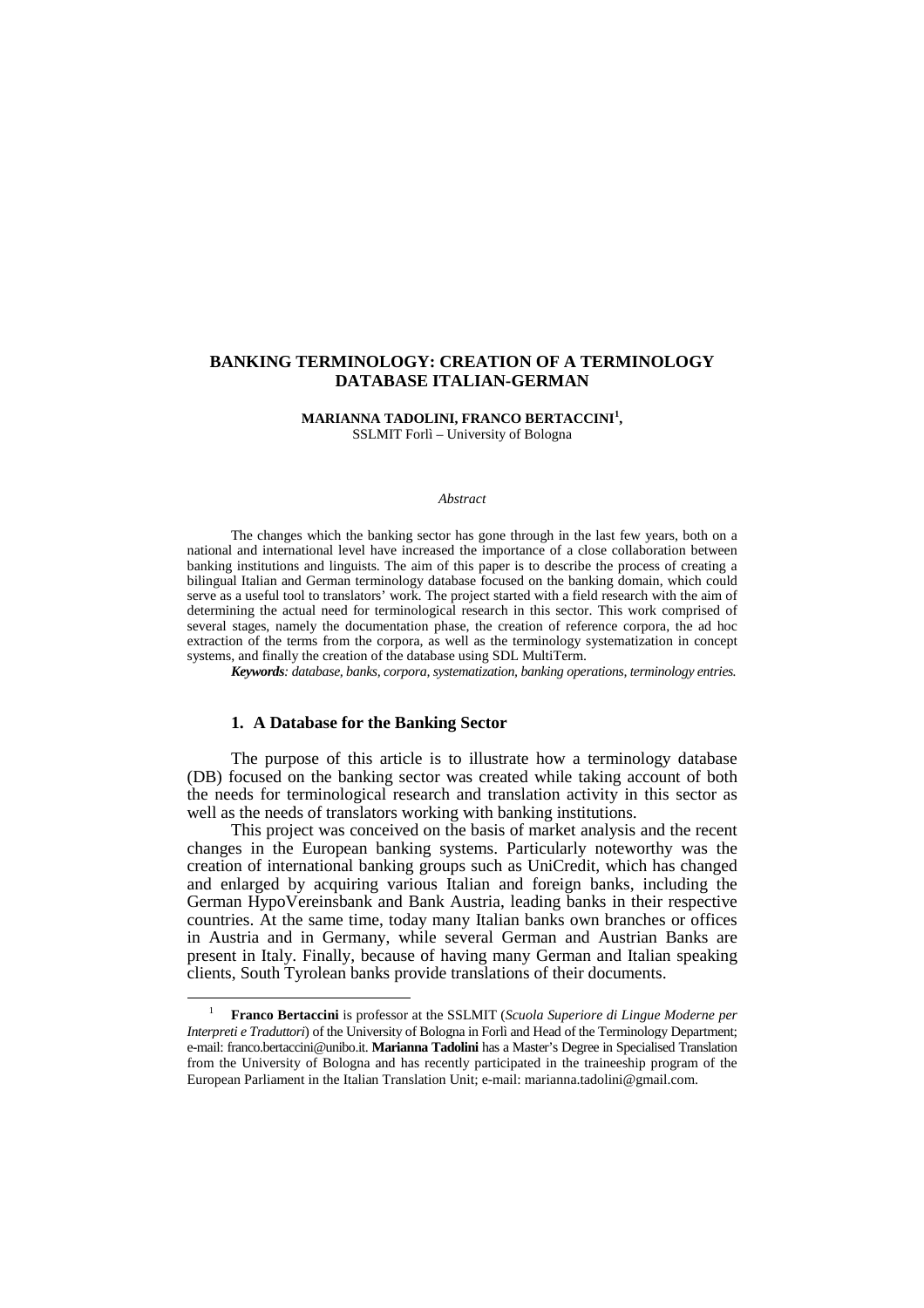# BANKING TERMINOLOGY: CREATION OF A TERMINOLOGY DATABASE ITALIAN-GERMAN

**MARIANNA TADOLINI, FRANCO BERTACCINI[1],**
SSLMIT Forlì – University of Bologna

*Abstract*

The changes which the banking sector has gone through in the last few years, both on a national and international level have increased the importance of a close collaboration between banking institutions and linguists. The aim of this paper is to describe the process of creating a bilingual Italian and German terminology database focused on the banking domain, which could serve as a useful tool to translators' work. The project started with a field research with the aim of determining the actual need for terminological research in this sector. This work comprised of several stages, namely the documentation phase, the creation of reference corpora, the ad hoc extraction of the terms from the corpora, as well as the terminology systematization in concept systems, and finally the creation of the database using SDL MultiTerm.

***Keywords**: database, banks, corpora, systematization, banking operations, terminology entries.*

## 1. A Database for the Banking Sector

The purpose of this article is to illustrate how a terminology database (DB) focused on the banking sector was created while taking account of both the needs for terminological research and translation activity in this sector as well as the needs of translators working with banking institutions.

This project was conceived on the basis of market analysis and the recent changes in the European banking systems. Particularly noteworthy was the creation of international banking groups such as UniCredit, which has changed and enlarged by acquiring various Italian and foreign banks, including the German HypoVereinsbank and Bank Austria, leading banks in their respective countries. At the same time, today many Italian banks own branches or offices in Austria and in Germany, while several German and Austrian Banks are present in Italy. Finally, because of having many German and Italian speaking clients, South Tyrolean banks provide translations of their documents.

[1] **Franco Bertaccini** is professor at the SSLMIT (*Scuola Superiore di Lingue Moderne per Interpreti e Traduttori*) of the University of Bologna in Forlì and Head of the Terminology Department; e-mail: franco.bertaccini@unibo.it. **Marianna Tadolini** has a Master's Degree in Specialised Translation from the University of Bologna and has recently participated in the traineeship program of the European Parliament in the Italian Translation Unit; e-mail: marianna.tadolini@gmail.com.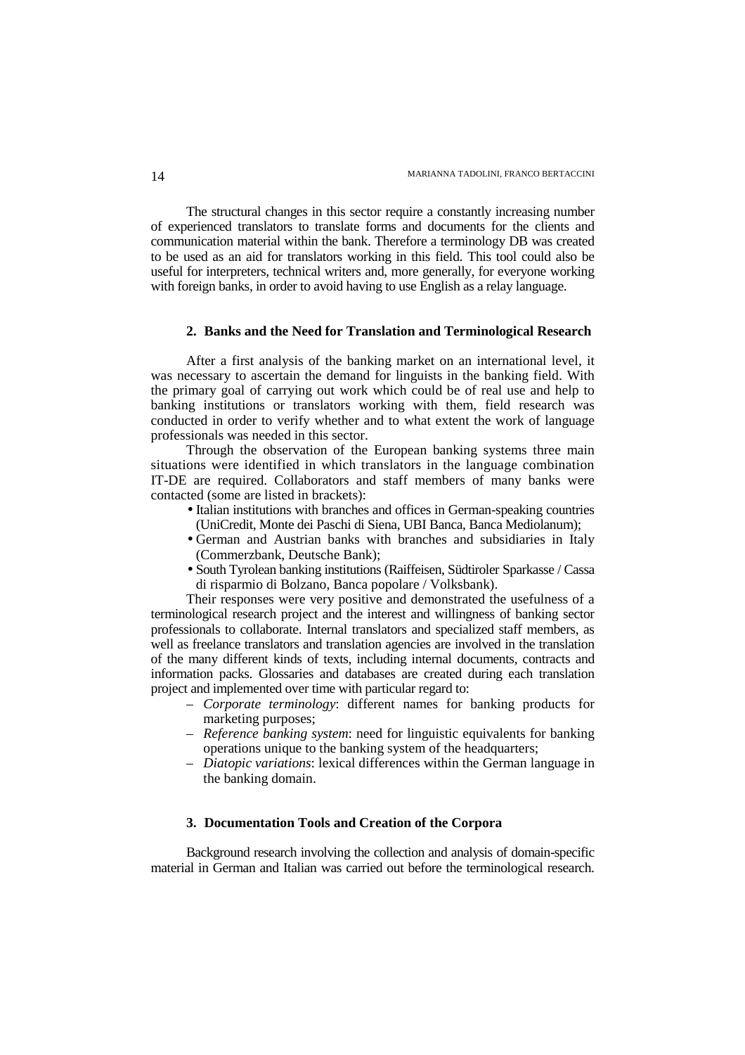The structural changes in this sector require a constantly increasing number of experienced translators to translate forms and documents for the clients and communication material within the bank. Therefore a terminology DB was created to be used as an aid for translators working in this field. This tool could also be useful for interpreters, technical writers and, more generally, for everyone working with foreign banks, in order to avoid having to use English as a relay language.

## 2. Banks and the Need for Translation and Terminological Research

After a first analysis of the banking market on an international level, it was necessary to ascertain the demand for linguists in the banking field. With the primary goal of carrying out work which could be of real use and help to banking institutions or translators working with them, field research was conducted in order to verify whether and to what extent the work of language professionals was needed in this sector.

Through the observation of the European banking systems three main situations were identified in which translators in the language combination IT-DE are required. Collaborators and staff members of many banks were contacted (some are listed in brackets):

- Italian institutions with branches and offices in German-speaking countries (UniCredit, Monte dei Paschi di Siena, UBI Banca, Banca Mediolanum);
- German and Austrian banks with branches and subsidiaries in Italy (Commerzbank, Deutsche Bank);
- South Tyrolean banking institutions (Raiffeisen, Südtiroler Sparkasse / Cassa di risparmio di Bolzano, Banca popolare / Volksbank).

Their responses were very positive and demonstrated the usefulness of a terminological research project and the interest and willingness of banking sector professionals to collaborate. Internal translators and specialized staff members, as well as freelance translators and translation agencies are involved in the translation of the many different kinds of texts, including internal documents, contracts and information packs. Glossaries and databases are created during each translation project and implemented over time with particular regard to:

- *Corporate terminology*: different names for banking products for marketing purposes;
- *Reference banking system*: need for linguistic equivalents for banking operations unique to the banking system of the headquarters;
- *Diatopic variations*: lexical differences within the German language in the banking domain.

## 3. Documentation Tools and Creation of the Corpora

Background research involving the collection and analysis of domain-specific material in German and Italian was carried out before the terminological research.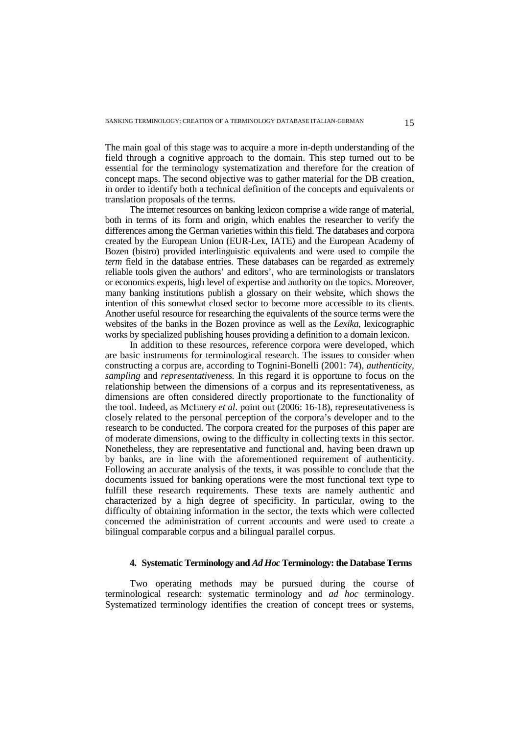The main goal of this stage was to acquire a more in-depth understanding of the field through a cognitive approach to the domain. This step turned out to be essential for the terminology systematization and therefore for the creation of concept maps. The second objective was to gather material for the DB creation, in order to identify both a technical definition of the concepts and equivalents or translation proposals of the terms.

The internet resources on banking lexicon comprise a wide range of material, both in terms of its form and origin, which enables the researcher to verify the differences among the German varieties within this field. The databases and corpora created by the European Union (EUR-Lex, IATE) and the European Academy of Bozen (bistro) provided interlinguistic equivalents and were used to compile the *term* field in the database entries. These databases can be regarded as extremely reliable tools given the authors' and editors', who are terminologists or translators or economics experts, high level of expertise and authority on the topics. Moreover, many banking institutions publish a glossary on their website, which shows the intention of this somewhat closed sector to become more accessible to its clients. Another useful resource for researching the equivalents of the source terms were the websites of the banks in the Bozen province as well as the *Lexika*, lexicographic works by specialized publishing houses providing a definition to a domain lexicon.

In addition to these resources, reference corpora were developed, which are basic instruments for terminological research. The issues to consider when constructing a corpus are, according to Tognini-Bonelli (2001: 74), *authenticity, sampling* and *representativeness.* In this regard it is opportune to focus on the relationship between the dimensions of a corpus and its representativeness, as dimensions are often considered directly proportionate to the functionality of the tool. Indeed, as McEnery *et al.* point out (2006: 16-18), representativeness is closely related to the personal perception of the corpora's developer and to the research to be conducted. The corpora created for the purposes of this paper are of moderate dimensions, owing to the difficulty in collecting texts in this sector. Nonetheless, they are representative and functional and, having been drawn up by banks, are in line with the aforementioned requirement of authenticity. Following an accurate analysis of the texts, it was possible to conclude that the documents issued for banking operations were the most functional text type to fulfill these research requirements. These texts are namely authentic and characterized by a high degree of specificity. In particular, owing to the difficulty of obtaining information in the sector, the texts which were collected concerned the administration of current accounts and were used to create a bilingual comparable corpus and a bilingual parallel corpus.

## 4. Systematic Terminology and *Ad Hoc* Terminology: the Database Terms

Two operating methods may be pursued during the course of terminological research: systematic terminology and *ad hoc* terminology. Systematized terminology identifies the creation of concept trees or systems,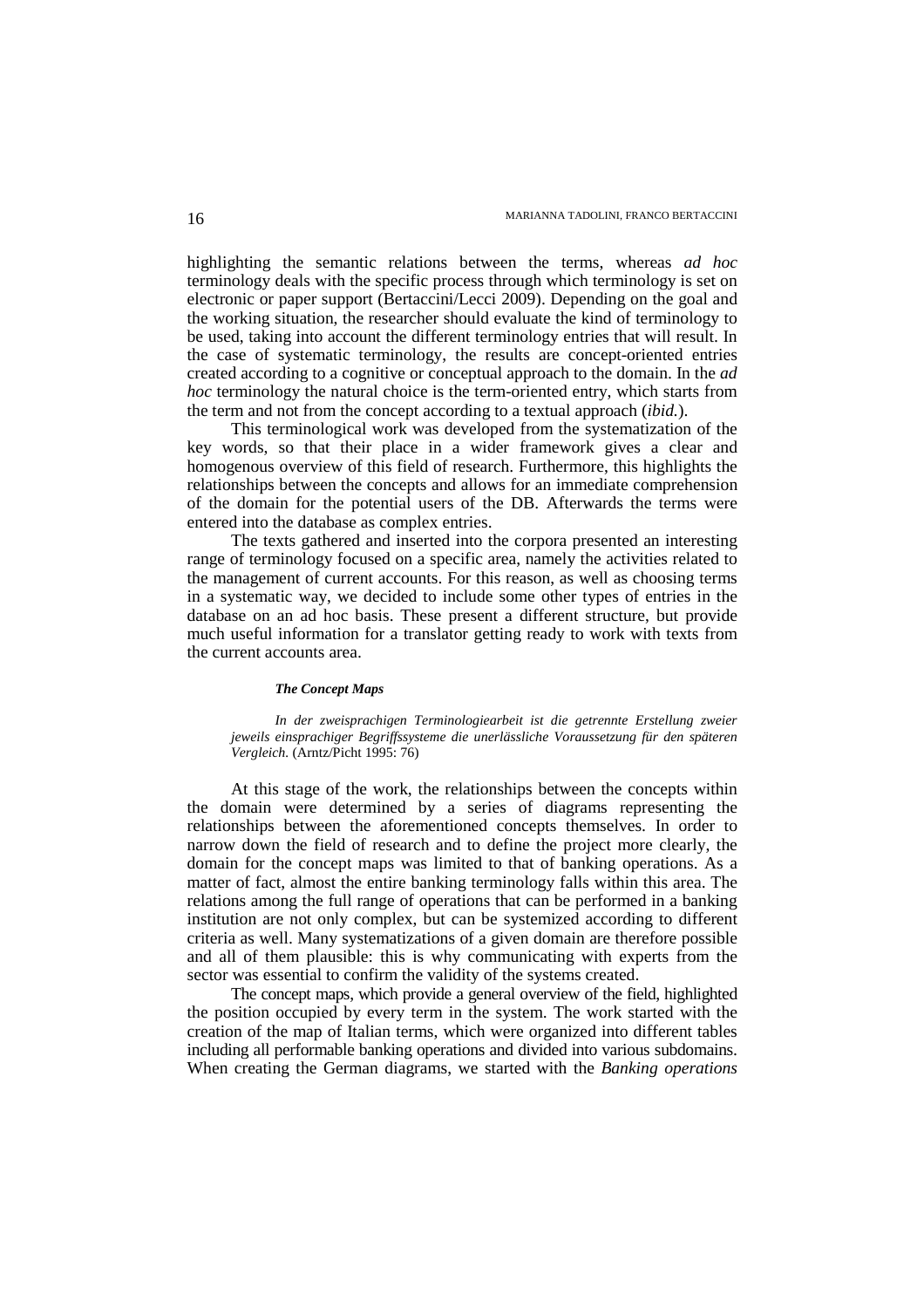highlighting the semantic relations between the terms, whereas *ad hoc* terminology deals with the specific process through which terminology is set on electronic or paper support (Bertaccini/Lecci 2009). Depending on the goal and the working situation, the researcher should evaluate the kind of terminology to be used, taking into account the different terminology entries that will result. In the case of systematic terminology, the results are concept-oriented entries created according to a cognitive or conceptual approach to the domain. In the *ad hoc* terminology the natural choice is the term-oriented entry, which starts from the term and not from the concept according to a textual approach (*ibid.*).

This terminological work was developed from the systematization of the key words, so that their place in a wider framework gives a clear and homogenous overview of this field of research. Furthermore, this highlights the relationships between the concepts and allows for an immediate comprehension of the domain for the potential users of the DB. Afterwards the terms were entered into the database as complex entries.

The texts gathered and inserted into the corpora presented an interesting range of terminology focused on a specific area, namely the activities related to the management of current accounts. For this reason, as well as choosing terms in a systematic way, we decided to include some other types of entries in the database on an ad hoc basis. These present a different structure, but provide much useful information for a translator getting ready to work with texts from the current accounts area.

#### *The Concept Maps*

> *In der zweisprachigen Terminologiearbeit ist die getrennte Erstellung zweier jeweils einsprachiger Begriffssysteme die unerlässliche Voraussetzung für den späteren Vergleich.* (Arntz/Picht 1995: 76)

At this stage of the work, the relationships between the concepts within the domain were determined by a series of diagrams representing the relationships between the aforementioned concepts themselves. In order to narrow down the field of research and to define the project more clearly, the domain for the concept maps was limited to that of banking operations. As a matter of fact, almost the entire banking terminology falls within this area. The relations among the full range of operations that can be performed in a banking institution are not only complex, but can be systemized according to different criteria as well. Many systematizations of a given domain are therefore possible and all of them plausible: this is why communicating with experts from the sector was essential to confirm the validity of the systems created.

The concept maps, which provide a general overview of the field, highlighted the position occupied by every term in the system. The work started with the creation of the map of Italian terms, which were organized into different tables including all performable banking operations and divided into various subdomains. When creating the German diagrams, we started with the *Banking operations*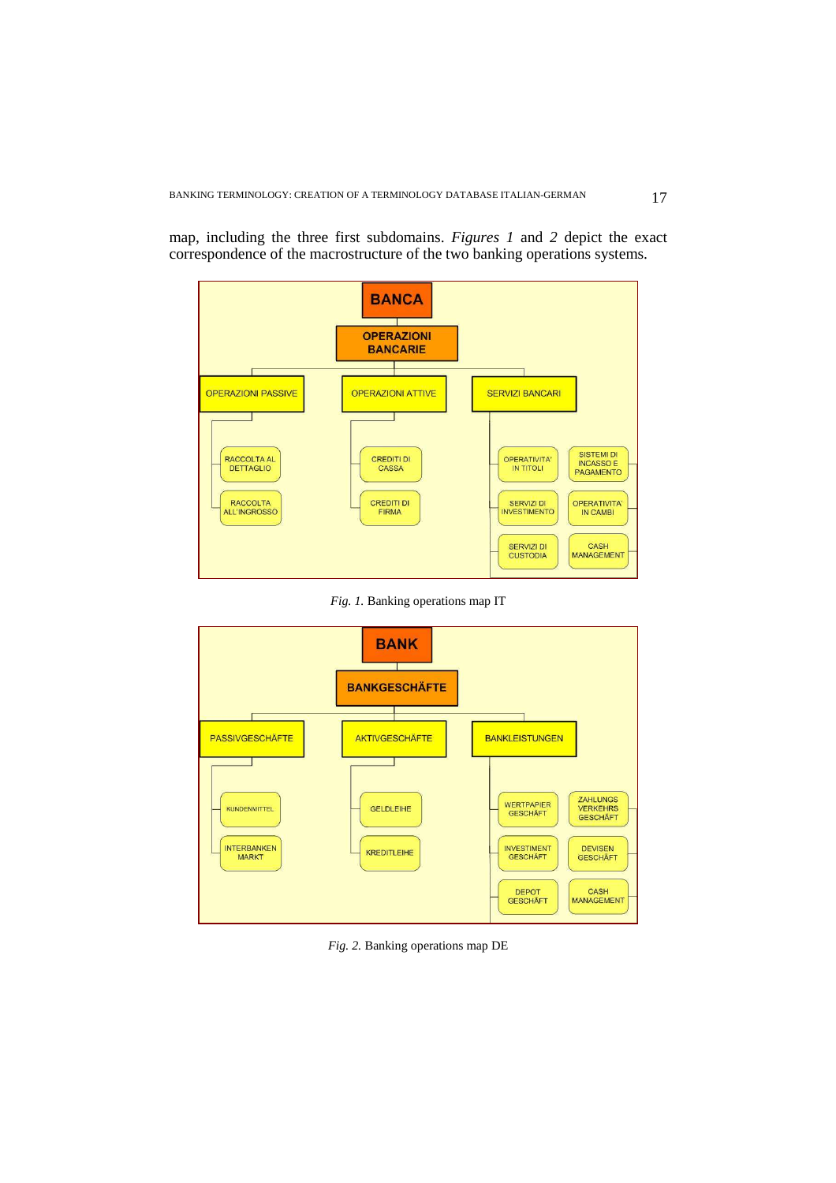map, including the three first subdomains. *Figures 1* and *2* depict the exact correspondence of the macrostructure of the two banking operations systems.

BANCA

OPERAZIONI BANCARIE

OPERAZIONI PASSIVE | OPERAZIONI ATTIVE | SERVIZI BANCARI

RACCOLTA AL DETTAGLIO
RACCOLTA ALL'INGROSSO

CREDITI DI CASSA
CREDITI DI FIRMA

OPERATIVITA' IN TITOLI
SISTEMI DI INCASSO E PAGAMENTO
SERVIZI DI INVESTIMENTO
OPERATIVITA' IN CAMBI
SERVIZI DI CUSTODIA
CASH MANAGEMENT

*Fig. 1.* Banking operations map IT

BANK

BANKGESCHÄFTE

PASSIVGESCHÄFTE | AKTIVGESCHÄFTE | BANKLEISTUNGEN

KUNDENMITTEL
INTERBANKEN MARKT

GELDLEIHE
KREDITLEIHE

WERTPAPIER GESCHÄFT
ZAHLUNGS VERKEHRS GESCHÄFT
INVESTIMENT GESCHÄFT
DEVISEN GESCHÄFT
DEPOT GESCHÄFT
CASH MANAGEMENT

*Fig. 2.* Banking operations map DE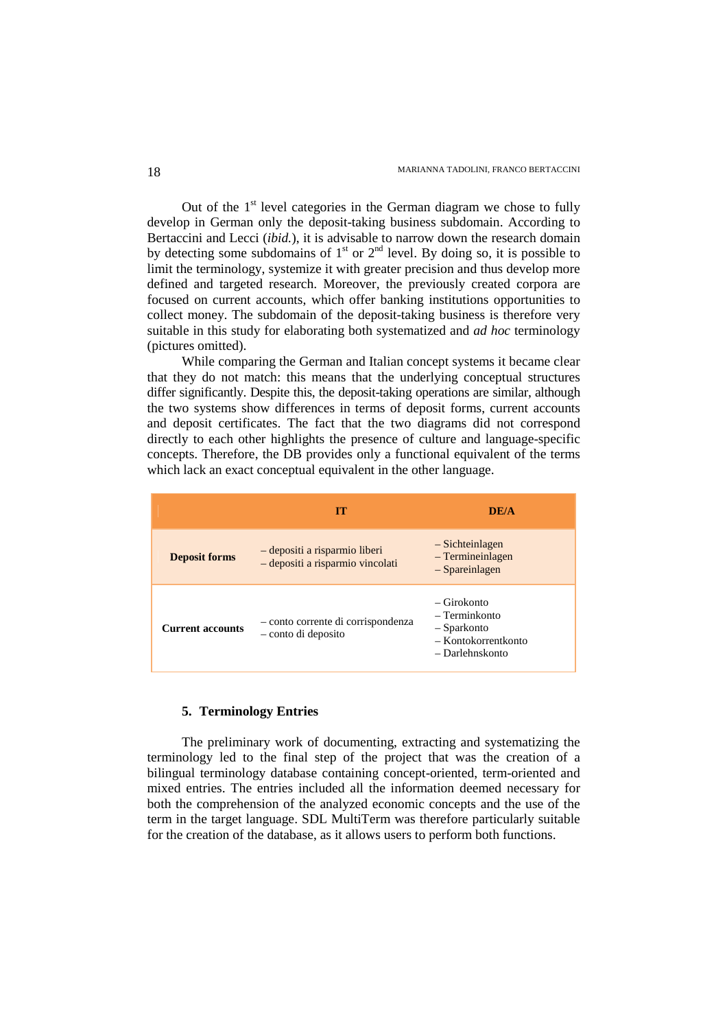Out of the 1st level categories in the German diagram we chose to fully develop in German only the deposit-taking business subdomain. According to Bertaccini and Lecci (*ibid.*), it is advisable to narrow down the research domain by detecting some subdomains of 1st or 2nd level. By doing so, it is possible to limit the terminology, systemize it with greater precision and thus develop more defined and targeted research. Moreover, the previously created corpora are focused on current accounts, which offer banking institutions opportunities to collect money. The subdomain of the deposit-taking business is therefore very suitable in this study for elaborating both systematized and *ad hoc* terminology (pictures omitted).

While comparing the German and Italian concept systems it became clear that they do not match: this means that the underlying conceptual structures differ significantly. Despite this, the deposit-taking operations are similar, although the two systems show differences in terms of deposit forms, current accounts and deposit certificates. The fact that the two diagrams did not correspond directly to each other highlights the presence of culture and language-specific concepts. Therefore, the DB provides only a functional equivalent of the terms which lack an exact conceptual equivalent in the other language.

| | IT | DE/A |
|---|---|---|
| **Deposit forms** | – depositi a risparmio liberi<br>– depositi a risparmio vincolati | – Sichteinlagen<br>– Termineinlagen<br>– Spareinlagen |
| **Current accounts** | – conto corrente di corrispondenza<br>– conto di deposito | – Girokonto<br>– Terminkonto<br>– Sparkonto<br>– Kontokorrentkonto<br>– Darlehnskonto |

## 5. Terminology Entries

The preliminary work of documenting, extracting and systematizing the terminology led to the final step of the project that was the creation of a bilingual terminology database containing concept-oriented, term-oriented and mixed entries. The entries included all the information deemed necessary for both the comprehension of the analyzed economic concepts and the use of the term in the target language. SDL MultiTerm was therefore particularly suitable for the creation of the database, as it allows users to perform both functions.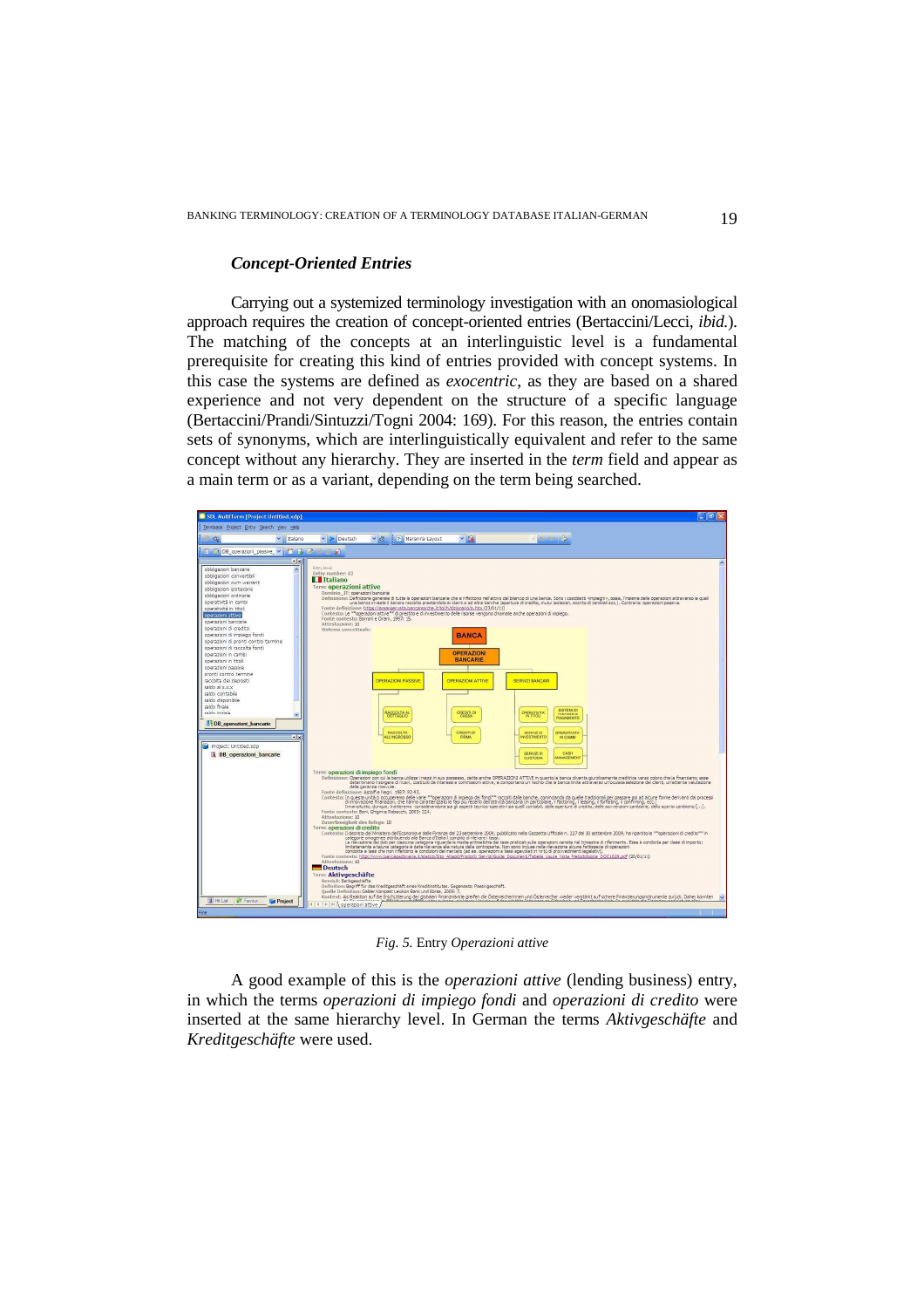### *Concept-Oriented Entries*

Carrying out a systemized terminology investigation with an onomasiological approach requires the creation of concept-oriented entries (Bertaccini/Lecci, *ibid.*). The matching of the concepts at an interlinguistic level is a fundamental prerequisite for creating this kind of entries provided with concept systems. In this case the systems are defined as *exocentric*, as they are based on a shared experience and not very dependent on the structure of a specific language (Bertaccini/Prandi/Sintuzzi/Togni 2004: 169). For this reason, the entries contain sets of synonyms, which are interlinguistically equivalent and refer to the same concept without any hierarchy. They are inserted in the *term* field and appear as a main term or as a variant, depending on the term being searched.

*Fig. 5.* Entry *Operazioni attive*

A good example of this is the *operazioni attive* (lending business) entry, in which the terms *operazioni di impiego fondi* and *operazioni di credito* were inserted at the same hierarchy level. In German the terms *Aktivgeschäfte* and *Kreditgeschäfte* were used.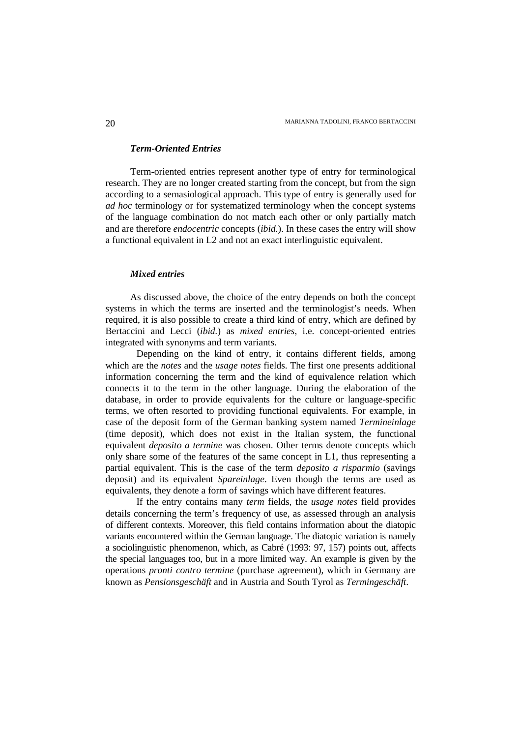### *Term-Oriented Entries*

Term-oriented entries represent another type of entry for terminological research. They are no longer created starting from the concept, but from the sign according to a semasiological approach. This type of entry is generally used for *ad hoc* terminology or for systematized terminology when the concept systems of the language combination do not match each other or only partially match and are therefore *endocentric* concepts (*ibid.*). In these cases the entry will show a functional equivalent in L2 and not an exact interlinguistic equivalent.

### *Mixed entries*

As discussed above, the choice of the entry depends on both the concept systems in which the terms are inserted and the terminologist's needs. When required, it is also possible to create a third kind of entry, which are defined by Bertaccini and Lecci (*ibid.*) as *mixed entries*, i.e. concept-oriented entries integrated with synonyms and term variants.

Depending on the kind of entry, it contains different fields, among which are the *notes* and the *usage notes* fields. The first one presents additional information concerning the term and the kind of equivalence relation which connects it to the term in the other language. During the elaboration of the database, in order to provide equivalents for the culture or language-specific terms, we often resorted to providing functional equivalents. For example, in case of the deposit form of the German banking system named *Termineinlage* (time deposit), which does not exist in the Italian system, the functional equivalent *deposito a termine* was chosen. Other terms denote concepts which only share some of the features of the same concept in L1, thus representing a partial equivalent. This is the case of the term *deposito a risparmio* (savings deposit) and its equivalent *Spareinlage*. Even though the terms are used as equivalents, they denote a form of savings which have different features.

If the entry contains many *term* fields, the *usage notes* field provides details concerning the term's frequency of use, as assessed through an analysis of different contexts. Moreover, this field contains information about the diatopic variants encountered within the German language. The diatopic variation is namely a sociolinguistic phenomenon, which, as Cabré (1993: 97, 157) points out, affects the special languages too, but in a more limited way. An example is given by the operations *pronti contro termine* (purchase agreement), which in Germany are known as *Pensionsgeschäft* and in Austria and South Tyrol as *Termingeschäft*.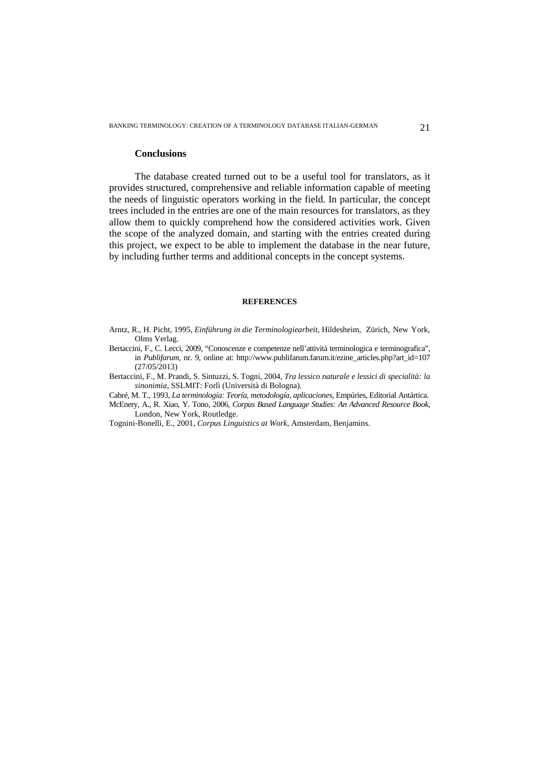## Conclusions

The database created turned out to be a useful tool for translators, as it provides structured, comprehensive and reliable information capable of meeting the needs of linguistic operators working in the field. In particular, the concept trees included in the entries are one of the main resources for translators, as they allow them to quickly comprehend how the considered activities work. Given the scope of the analyzed domain, and starting with the entries created during this project, we expect to be able to implement the database in the near future, by including further terms and additional concepts in the concept systems.

## REFERENCES

Arntz, R., H. Picht, 1995, *Einführung in die Terminologiearbeit*, Hildesheim, Zürich, New York, Olms Verlag.

Bertaccini, F., C. Lecci, 2009, "Conoscenze e competenze nell'attività terminologica e terminografica", in *Publifarum*, nr. 9, online at: http://www.publifarum.farum.it/ezine_articles.php?art_id=107 (27/05/2013)

Bertaccini, F., M. Prandi, S. Sintuzzi, S. Togni, 2004, *Tra lessico naturale e lessici di specialità: la sinonimia*, SSLMIT: Forlì (Università di Bologna).

Cabré, M. T., 1993, *La terminología: Teoría, metodología, aplicaciones*, Empúries, Editorial Antártica.

McEnery, A., R. Xiao, Y. Tono, 2006, *Corpus Based Language Studies: An Advanced Resource Book*, London, New York, Routledge.

Tognini-Bonelli, E., 2001, *Corpus Linguistics at Work*, Amsterdam, Benjamins.